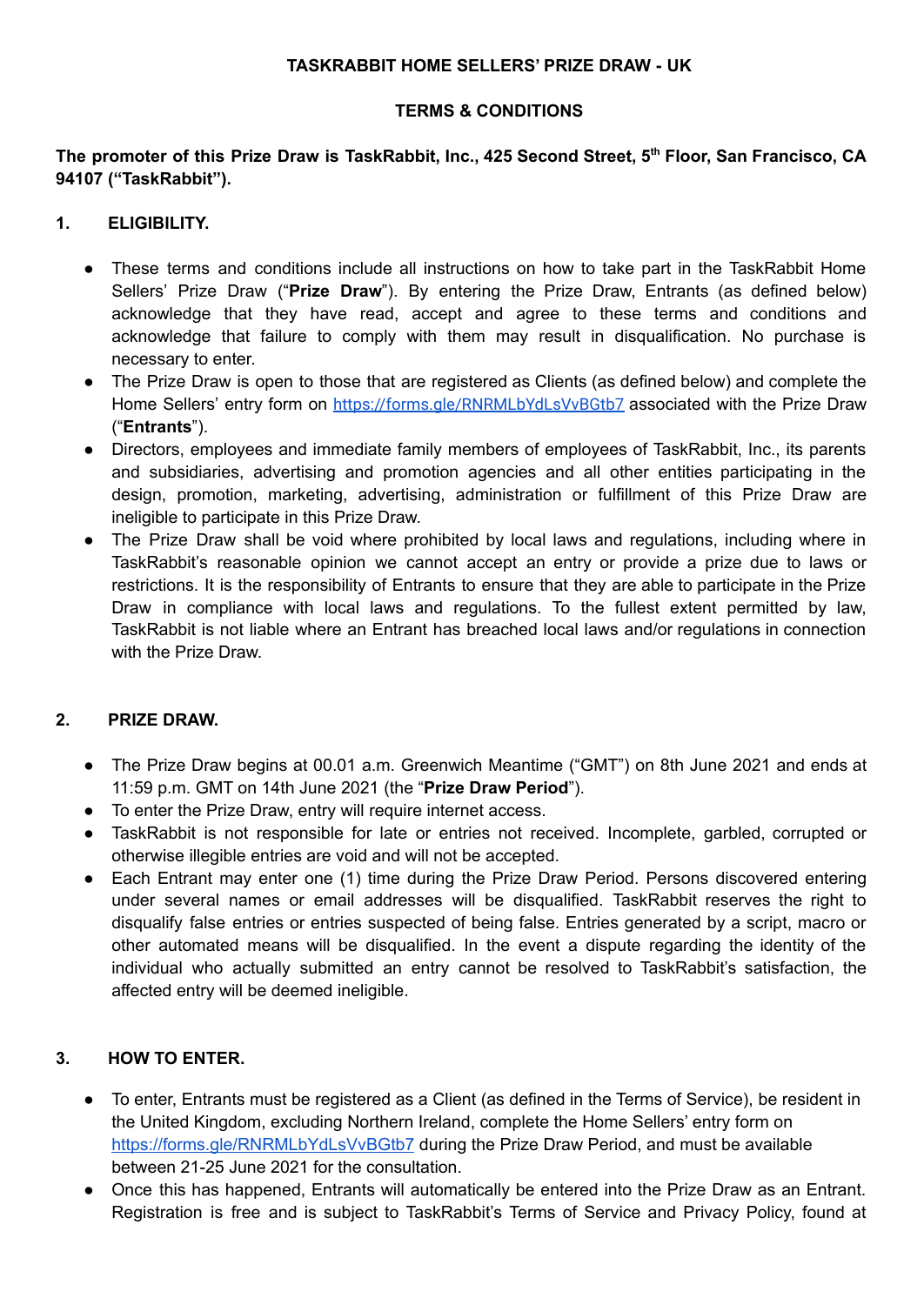**TASKRABBIT HOME SELLERS' PRIZE DRAW - UK**

**TERMS & CONDITIONS**

**The promoter of this Prize Draw is TaskRabbit, Inc., 425 Second Street, 5th Floor, San Francisco, CA 94107 ("TaskRabbit").**

## 1. ELIGIBILITY.

- These terms and conditions include all instructions on how to take part in the TaskRabbit Home Sellers' Prize Draw ("**Prize Draw**"). By entering the Prize Draw, Entrants (as defined below) acknowledge that they have read, accept and agree to these terms and conditions and acknowledge that failure to comply with them may result in disqualification. No purchase is necessary to enter.
- The Prize Draw is open to those that are registered as Clients (as defined below) and complete the Home Sellers' entry form on [https://forms.gle/RNRMLbYdLsVvBGtb7](https://forms.gle/RNRMLbYdLsVvBGtb7) associated with the Prize Draw ("**Entrants**").
- Directors, employees and immediate family members of employees of TaskRabbit, Inc., its parents and subsidiaries, advertising and promotion agencies and all other entities participating in the design, promotion, marketing, advertising, administration or fulfillment of this Prize Draw are ineligible to participate in this Prize Draw.
- The Prize Draw shall be void where prohibited by local laws and regulations, including where in TaskRabbit's reasonable opinion we cannot accept an entry or provide a prize due to laws or restrictions. It is the responsibility of Entrants to ensure that they are able to participate in the Prize Draw in compliance with local laws and regulations. To the fullest extent permitted by law, TaskRabbit is not liable where an Entrant has breached local laws and/or regulations in connection with the Prize Draw.

## 2. PRIZE DRAW.

- The Prize Draw begins at 00.01 a.m. Greenwich Meantime ("GMT") on 8th June 2021 and ends at 11:59 p.m. GMT on 14th June 2021 (the "**Prize Draw Period**").
- To enter the Prize Draw, entry will require internet access.
- TaskRabbit is not responsible for late or entries not received. Incomplete, garbled, corrupted or otherwise illegible entries are void and will not be accepted.
- Each Entrant may enter one (1) time during the Prize Draw Period. Persons discovered entering under several names or email addresses will be disqualified. TaskRabbit reserves the right to disqualify false entries or entries suspected of being false. Entries generated by a script, macro or other automated means will be disqualified. In the event a dispute regarding the identity of the individual who actually submitted an entry cannot be resolved to TaskRabbit's satisfaction, the affected entry will be deemed ineligible.

## 3. HOW TO ENTER.

- To enter, Entrants must be registered as a Client (as defined in the Terms of Service), be resident in the United Kingdom, excluding Northern Ireland, complete the Home Sellers' entry form on [https://forms.gle/RNRMLbYdLsVvBGtb7](https://forms.gle/RNRMLbYdLsVvBGtb7) during the Prize Draw Period, and must be available between 21-25 June 2021 for the consultation.
- Once this has happened, Entrants will automatically be entered into the Prize Draw as an Entrant. Registration is free and is subject to TaskRabbit's Terms of Service and Privacy Policy, found at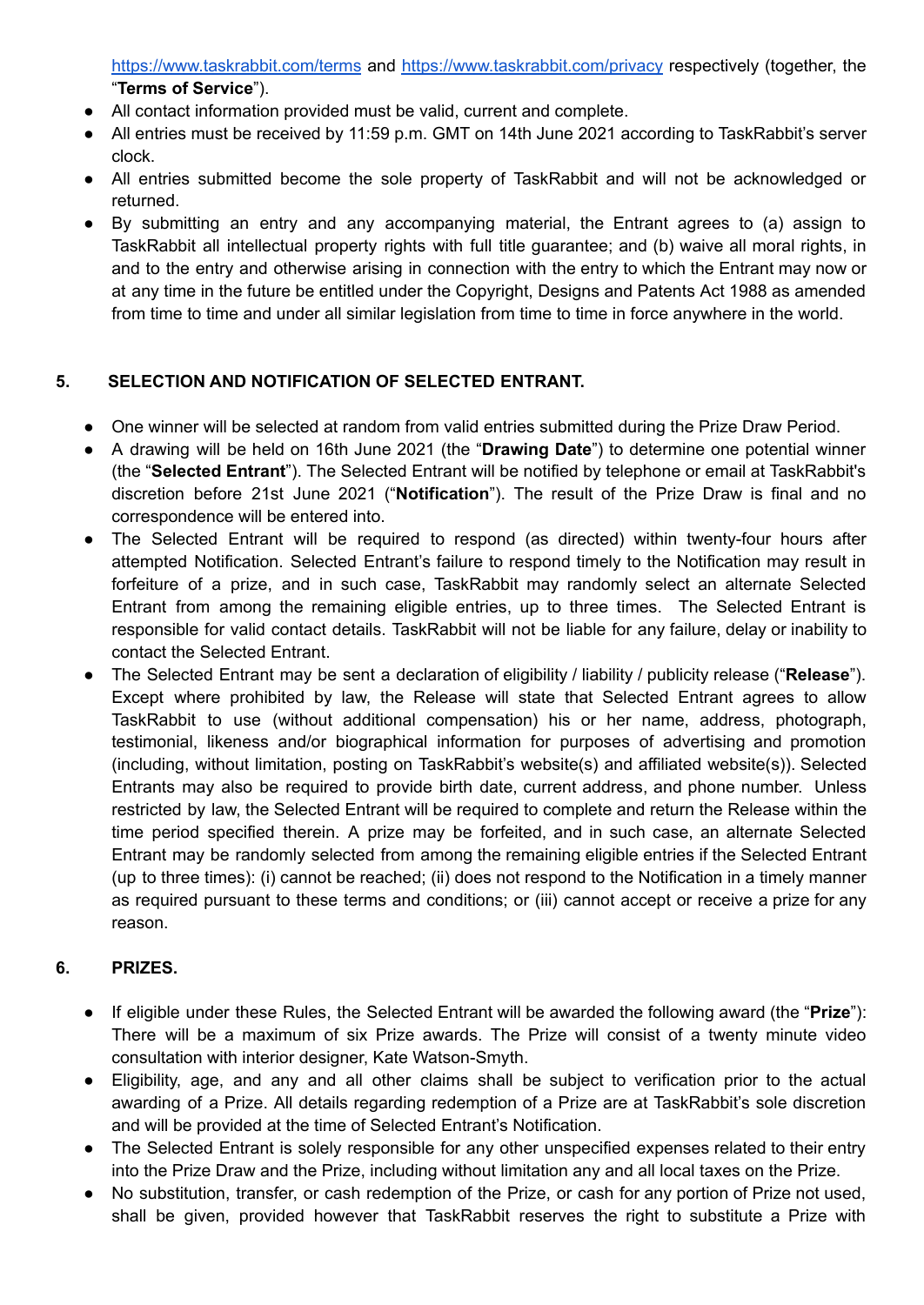[https://www.taskrabbit.com/terms](https://www.taskrabbit.com/terms) and [https://www.taskrabbit.com/privacy](https://www.taskrabbit.com/privacy) respectively (together, the "**Terms of Service**").

- All contact information provided must be valid, current and complete.
- All entries must be received by 11:59 p.m. GMT on 14th June 2021 according to TaskRabbit's server clock.
- All entries submitted become the sole property of TaskRabbit and will not be acknowledged or returned.
- By submitting an entry and any accompanying material, the Entrant agrees to (a) assign to TaskRabbit all intellectual property rights with full title guarantee; and (b) waive all moral rights, in and to the entry and otherwise arising in connection with the entry to which the Entrant may now or at any time in the future be entitled under the Copyright, Designs and Patents Act 1988 as amended from time to time and under all similar legislation from time to time in force anywhere in the world.

## 5. SELECTION AND NOTIFICATION OF SELECTED ENTRANT.

- One winner will be selected at random from valid entries submitted during the Prize Draw Period.
- A drawing will be held on 16th June 2021 (the "**Drawing Date**") to determine one potential winner (the "**Selected Entrant**"). The Selected Entrant will be notified by telephone or email at TaskRabbit's discretion before 21st June 2021 ("**Notification**"). The result of the Prize Draw is final and no correspondence will be entered into.
- The Selected Entrant will be required to respond (as directed) within twenty-four hours after attempted Notification. Selected Entrant's failure to respond timely to the Notification may result in forfeiture of a prize, and in such case, TaskRabbit may randomly select an alternate Selected Entrant from among the remaining eligible entries, up to three times. The Selected Entrant is responsible for valid contact details. TaskRabbit will not be liable for any failure, delay or inability to contact the Selected Entrant.
- The Selected Entrant may be sent a declaration of eligibility / liability / publicity release ("**Release**"). Except where prohibited by law, the Release will state that Selected Entrant agrees to allow TaskRabbit to use (without additional compensation) his or her name, address, photograph, testimonial, likeness and/or biographical information for purposes of advertising and promotion (including, without limitation, posting on TaskRabbit's website(s) and affiliated website(s)). Selected Entrants may also be required to provide birth date, current address, and phone number. Unless restricted by law, the Selected Entrant will be required to complete and return the Release within the time period specified therein. A prize may be forfeited, and in such case, an alternate Selected Entrant may be randomly selected from among the remaining eligible entries if the Selected Entrant (up to three times): (i) cannot be reached; (ii) does not respond to the Notification in a timely manner as required pursuant to these terms and conditions; or (iii) cannot accept or receive a prize for any reason.

## 6. PRIZES.

- If eligible under these Rules, the Selected Entrant will be awarded the following award (the "**Prize**"): There will be a maximum of six Prize awards. The Prize will consist of a twenty minute video consultation with interior designer, Kate Watson-Smyth.
- Eligibility, age, and any and all other claims shall be subject to verification prior to the actual awarding of a Prize. All details regarding redemption of a Prize are at TaskRabbit's sole discretion and will be provided at the time of Selected Entrant's Notification.
- The Selected Entrant is solely responsible for any other unspecified expenses related to their entry into the Prize Draw and the Prize, including without limitation any and all local taxes on the Prize.
- No substitution, transfer, or cash redemption of the Prize, or cash for any portion of Prize not used, shall be given, provided however that TaskRabbit reserves the right to substitute a Prize with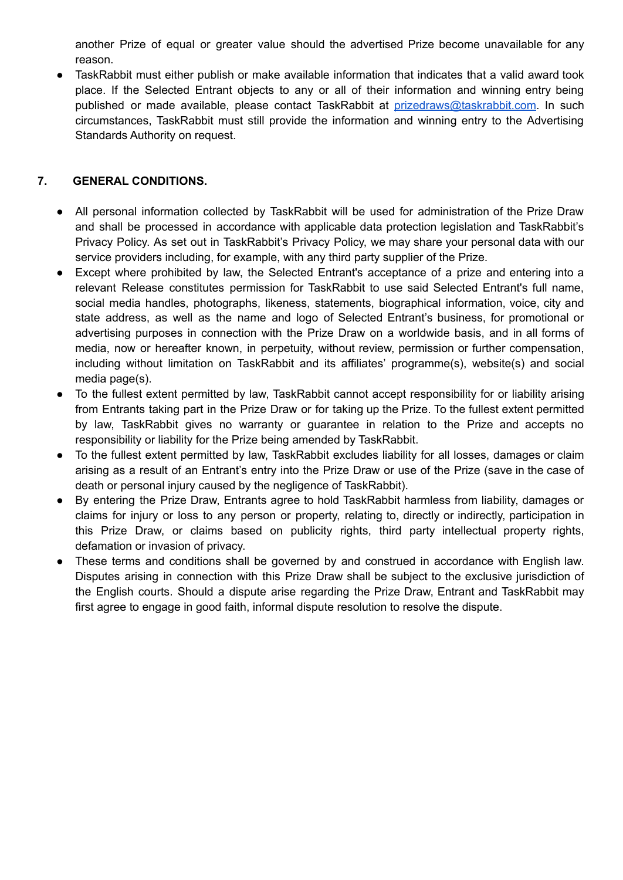another Prize of equal or greater value should the advertised Prize become unavailable for any reason.

- TaskRabbit must either publish or make available information that indicates that a valid award took place. If the Selected Entrant objects to any or all of their information and winning entry being published or made available, please contact TaskRabbit at prizedraws@taskrabbit.com. In such circumstances, TaskRabbit must still provide the information and winning entry to the Advertising Standards Authority on request.

## 7. GENERAL CONDITIONS.

- All personal information collected by TaskRabbit will be used for administration of the Prize Draw and shall be processed in accordance with applicable data protection legislation and TaskRabbit's Privacy Policy. As set out in TaskRabbit's Privacy Policy, we may share your personal data with our service providers including, for example, with any third party supplier of the Prize.
- Except where prohibited by law, the Selected Entrant's acceptance of a prize and entering into a relevant Release constitutes permission for TaskRabbit to use said Selected Entrant's full name, social media handles, photographs, likeness, statements, biographical information, voice, city and state address, as well as the name and logo of Selected Entrant's business, for promotional or advertising purposes in connection with the Prize Draw on a worldwide basis, and in all forms of media, now or hereafter known, in perpetuity, without review, permission or further compensation, including without limitation on TaskRabbit and its affiliates' programme(s), website(s) and social media page(s).
- To the fullest extent permitted by law, TaskRabbit cannot accept responsibility for or liability arising from Entrants taking part in the Prize Draw or for taking up the Prize. To the fullest extent permitted by law, TaskRabbit gives no warranty or guarantee in relation to the Prize and accepts no responsibility or liability for the Prize being amended by TaskRabbit.
- To the fullest extent permitted by law, TaskRabbit excludes liability for all losses, damages or claim arising as a result of an Entrant's entry into the Prize Draw or use of the Prize (save in the case of death or personal injury caused by the negligence of TaskRabbit).
- By entering the Prize Draw, Entrants agree to hold TaskRabbit harmless from liability, damages or claims for injury or loss to any person or property, relating to, directly or indirectly, participation in this Prize Draw, or claims based on publicity rights, third party intellectual property rights, defamation or invasion of privacy.
- These terms and conditions shall be governed by and construed in accordance with English law. Disputes arising in connection with this Prize Draw shall be subject to the exclusive jurisdiction of the English courts. Should a dispute arise regarding the Prize Draw, Entrant and TaskRabbit may first agree to engage in good faith, informal dispute resolution to resolve the dispute.